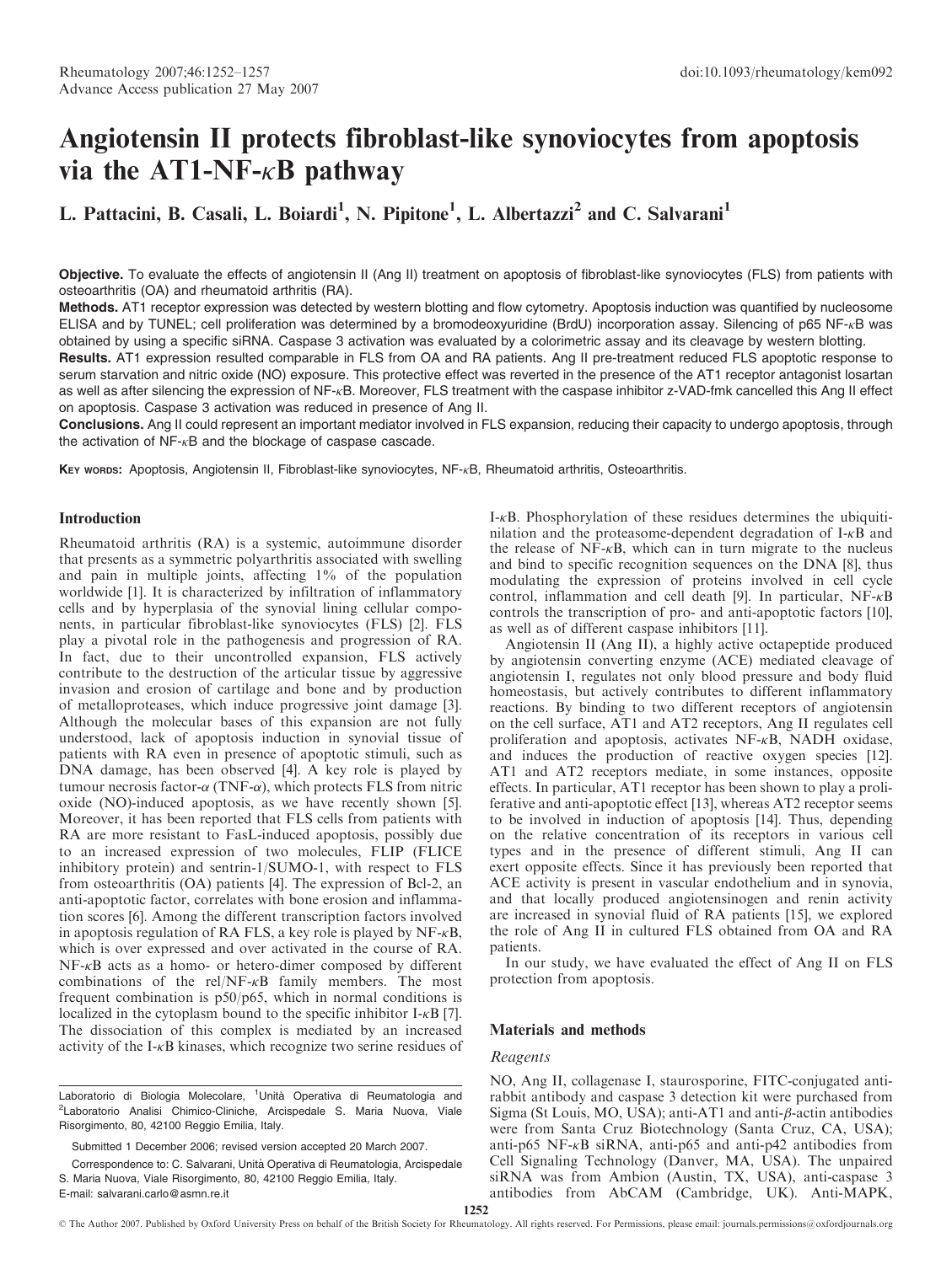# Angiotensin II protects fibroblast-like synoviocytes from apoptosis via the AT1-NF-κB pathway

L. Pattacini, B. Casali, L. Boiardi[1], N. Pipitone[1], L. Albertazzi[2] and C. Salvarani[1]

**Objective.** To evaluate the effects of angiotensin II (Ang II) treatment on apoptosis of fibroblast-like synoviocytes (FLS) from patients with osteoarthritis (OA) and rheumatoid arthritis (RA).

**Methods.** AT1 receptor expression was detected by western blotting and flow cytometry. Apoptosis induction was quantified by nucleosome ELISA and by TUNEL; cell proliferation was determined by a bromodeoxyuridine (BrdU) incorporation assay. Silencing of p65 NF-κB was obtained by using a specific siRNA. Caspase 3 activation was evaluated by a colorimetric assay and its cleavage by western blotting.

**Results.** AT1 expression resulted comparable in FLS from OA and RA patients. Ang II pre-treatment reduced FLS apoptotic response to serum starvation and nitric oxide (NO) exposure. This protective effect was reverted in the presence of the AT1 receptor antagonist losartan as well as after silencing the expression of NF-κB. Moreover, FLS treatment with the caspase inhibitor z-VAD-fmk cancelled this Ang II effect on apoptosis. Caspase 3 activation was reduced in presence of Ang II.

**Conclusions.** Ang II could represent an important mediator involved in FLS expansion, reducing their capacity to undergo apoptosis, through the activation of NF-κB and the blockage of caspase cascade.

**Key words:** Apoptosis, Angiotensin II, Fibroblast-like synoviocytes, NF-κB, Rheumatoid arthritis, Osteoarthritis.

## Introduction

Rheumatoid arthritis (RA) is a systemic, autoimmune disorder that presents as a symmetric polyarthritis associated with swelling and pain in multiple joints, affecting 1% of the population worldwide [1]. It is characterized by infiltration of inflammatory cells and by hyperplasia of the synovial lining cellular components, in particular fibroblast-like synoviocytes (FLS) [2]. FLS play a pivotal role in the pathogenesis and progression of RA. In fact, due to their uncontrolled expansion, FLS actively contribute to the destruction of the articular tissue by aggressive invasion and erosion of cartilage and bone and by production of metalloproteases, which induce progressive joint damage [3]. Although the molecular bases of this expansion are not fully understood, lack of apoptosis induction in synovial tissue of patients with RA even in presence of apoptotic stimuli, such as DNA damage, has been observed [4]. A key role is played by tumour necrosis factor-α (TNF-α), which protects FLS from nitric oxide (NO)-induced apoptosis, as we have recently shown [5]. Moreover, it has been reported that FLS cells from patients with RA are more resistant to FasL-induced apoptosis, possibly due to an increased expression of two molecules, FLIP (FLICE inhibitory protein) and sentrin-1/SUMO-1, with respect to FLS from osteoarthritis (OA) patients [4]. The expression of Bcl-2, an anti-apoptotic factor, correlates with bone erosion and inflammation scores [6]. Among the different transcription factors involved in apoptosis regulation of RA FLS, a key role is played by NF-κB, which is over expressed and over activated in the course of RA. NF-κB acts as a homo- or hetero-dimer composed by different combinations of the rel/NF-κB family members. The most frequent combination is p50/p65, which in normal conditions is localized in the cytoplasm bound to the specific inhibitor I-κB [7]. The dissociation of this complex is mediated by an increased activity of the I-κB kinases, which recognize two serine residues of I-κB. Phosphorylation of these residues determines the ubiquitinilation and the proteasome-dependent degradation of I-κB and the release of NF-κB, which can in turn migrate to the nucleus and bind to specific recognition sequences on the DNA [8], thus modulating the expression of proteins involved in cell cycle control, inflammation and cell death [9]. In particular, NF-κB controls the transcription of pro- and anti-apoptotic factors [10], as well as of different caspase inhibitors [11].

Angiotensin II (Ang II), a highly active octapeptide produced by angiotensin converting enzyme (ACE) mediated cleavage of angiotensin I, regulates not only blood pressure and body fluid homeostasis, but actively contributes to different inflammatory reactions. By binding to two different receptors of angiotensin on the cell surface, AT1 and AT2 receptors, Ang II regulates cell proliferation and apoptosis, activates NF-κB, NADH oxidase, and induces the production of reactive oxygen species [12]. AT1 and AT2 receptors mediate, in some instances, opposite effects. In particular, AT1 receptor has been shown to play a proliferative and anti-apoptotic effect [13], whereas AT2 receptor seems to be involved in induction of apoptosis [14]. Thus, depending on the relative concentration of its receptors in various cell types and in the presence of different stimuli, Ang II can exert opposite effects. Since it has previously been reported that ACE activity is present in vascular endothelium and in synovia, and that locally produced angiotensinogen and renin activity are increased in synovial fluid of RA patients [15], we explored the role of Ang II in cultured FLS obtained from OA and RA patients.

In our study, we have evaluated the effect of Ang II on FLS protection from apoptosis.

## Materials and methods

### Reagents

NO, Ang II, collagenase I, staurosporine, FITC-conjugated anti-rabbit antibody and caspase 3 detection kit were purchased from Sigma (St Louis, MO, USA); anti-AT1 and anti-β-actin antibodies were from Santa Cruz Biotechnology (Santa Cruz, CA, USA); anti-p65 NF-κB siRNA, anti-p65 and anti-p42 antibodies from Cell Signaling Technology (Danver, MA, USA). The unpaired siRNA was from Ambion (Austin, TX, USA), anti-caspase 3 antibodies from AbCAM (Cambridge, UK). Anti-MAPK,

Laboratorio di Biologia Molecolare, [1]Unità Operativa di Reumatologia and [2]Laboratorio Analisi Chimico-Cliniche, Arcispedale S. Maria Nuova, Viale Risorgimento, 80, 42100 Reggio Emilia, Italy.

Submitted 1 December 2006; revised version accepted 20 March 2007.

Correspondence to: C. Salvarani, Unità Operativa di Reumatologia, Arcispedale S. Maria Nuova, Viale Risorgimento, 80, 42100 Reggio Emilia, Italy. E-mail: salvarani.carlo@asmn.re.it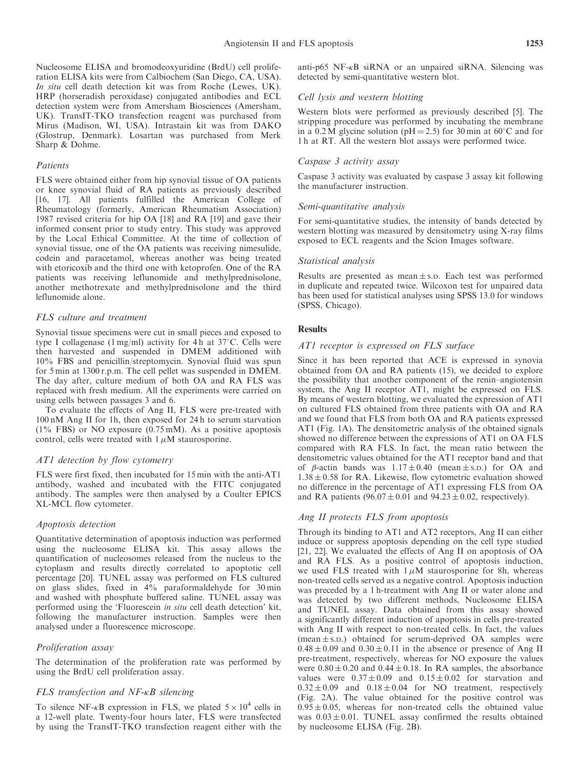Nucleosome ELISA and bromodeoxyuridine (BrdU) cell proliferation ELISA kits were from Calbiochem (San Diego, CA, USA). *In situ* cell death detection kit was from Roche (Lewes, UK). HRP (horseradish peroxidase) conjugated antibodies and ECL detection system were from Amersham Biosciences (Amersham, UK). TransIT-TKO transfection reagent was purchased from Mirus (Madison, WI, USA). Intrastain kit was from DAKO (Glostrup, Denmark). Losartan was purchased from Merk Sharp & Dohme.

### *Patients*

FLS were obtained either from hip synovial tissue of OA patients or knee synovial fluid of RA patients as previously described [16, 17]. All patients fulfilled the American College of Rheumatology (formerly, American Rheumatism Association) 1987 revised criteria for hip OA [18] and RA [19] and gave their informed consent prior to study entry. This study was approved by the Local Ethical Committee. At the time of collection of synovial tissue, one of the OA patients was receiving nimesulide, codein and paracetamol, whereas another was being treated with etoricoxib and the third one with ketoprofen. One of the RA patients was receiving leflunomide and methylprednisolone, another methotrexate and methylprednisolone and the third leflunomide alone.

### *FLS culture and treatment*

Synovial tissue specimens were cut in small pieces and exposed to type I collagenase (1 mg/ml) activity for 4 h at 37°C. Cells were then harvested and suspended in DMEM additioned with 10% FBS and penicillin/streptomycin. Synovial fluid was spun for 5 min at 1300 r.p.m. The cell pellet was suspended in DMEM. The day after, culture medium of both OA and RA FLS was replaced with fresh medium. All the experiments were carried on using cells between passages 3 and 6.

To evaluate the effects of Ang II, FLS were pre-treated with 100 nM Ang II for 1h, then exposed for 24 h to serum starvation (1% FBS) or NO exposure (0.75 mM). As a positive apoptosis control, cells were treated with 1 $\mu$M staurosporine.

### *AT1 detection by flow cytometry*

FLS were first fixed, then incubated for 15 min with the anti-AT1 antibody, washed and incubated with the FITC conjugated antibody. The samples were then analysed by a Coulter EPICS XL-MCL flow cytometer.

### *Apoptosis detection*

Quantitative determination of apoptosis induction was performed using the nucleosome ELISA kit. This assay allows the quantification of nucleosomes released from the nucleus to the cytoplasm and results directly correlated to apoptotic cell percentage [20]. TUNEL assay was performed on FLS cultured on glass slides, fixed in 4% paraformaldehyde for 30 min and washed with phosphate buffered saline. TUNEL assay was performed using the 'Fluorescein *in situ* cell death detection' kit, following the manufacturer instruction. Samples were then analysed under a fluorescence microscope.

### *Proliferation assay*

The determination of the proliferation rate was performed by using the BrdU cell proliferation assay.

### *FLS transfection and NF-κB silencing*

To silence NF-κB expression in FLS, we plated $5 \times 10^4$ cells in a 12-well plate. Twenty-four hours later, FLS were transfected by using the TransIT-TKO transfection reagent either with the anti-p65 NF-κB siRNA or an unpaired siRNA. Silencing was detected by semi-quantitative western blot.

### *Cell lysis and western blotting*

Western blots were performed as previously described [5]. The stripping procedure was performed by incubating the membrane in a 0.2 M glycine solution (pH = 2.5) for 30 min at 60°C and for 1 h at RT. All the western blot assays were performed twice.

### *Caspase 3 activity assay*

Caspase 3 activity was evaluated by caspase 3 assay kit following the manufacturer instruction.

### *Semi-quantitative analysis*

For semi-quantitative studies, the intensity of bands detected by western blotting was measured by densitometry using X-ray films exposed to ECL reagents and the Scion Images software.

### *Statistical analysis*

Results are presented as mean ± S.D. Each test was performed in duplicate and repeated twice. Wilcoxon test for unpaired data has been used for statistical analyses using SPSS 13.0 for windows (SPSS, Chicago).

## Results

### *AT1 receptor is expressed on FLS surface*

Since it has been reported that ACE is expressed in synovia obtained from OA and RA patients (15), we decided to explore the possibility that another component of the renin–angiotensin system, the Ang II receptor AT1, might be expressed on FLS. By means of western blotting, we evaluated the expression of AT1 on cultured FLS obtained from three patients with OA and RA and we found that FLS from both OA and RA patients expressed AT1 (Fig. 1A). The densitometric analysis of the obtained signals showed no difference between the expressions of AT1 on OA FLS compared with RA FLS. In fact, the mean ratio between the densitometric values obtained for the AT1 receptor band and that of β-actin bands was 1.17 ± 0.40 (mean ± S.D.) for OA and 1.38 ± 0.58 for RA. Likewise, flow cytometric evaluation showed no difference in the percentage of AT1 expressing FLS from OA and RA patients (96.07 ± 0.01 and 94.23 ± 0.02, respectively).

### *Ang II protects FLS from apoptosis*

Through its binding to AT1 and AT2 receptors, Ang II can either induce or suppress apoptosis depending on the cell type studied [21, 22]. We evaluated the effects of Ang II on apoptosis of OA and RA FLS. As a positive control of apoptosis induction, we used FLS treated with 1 $\mu$M staurosporine for 8h, whereas non-treated cells served as a negative control. Apoptosis induction was preceded by a 1 h-treatment with Ang II or water alone and was detected by two different methods, Nucleosome ELISA and TUNEL assay. Data obtained from this assay showed a significantly different induction of apoptosis in cells pre-treated with Ang II with respect to non-treated cells. In fact, the values (mean ± S.D.) obtained for serum-deprived OA samples were 0.48 ± 0.09 and 0.30 ± 0.11 in the absence or presence of Ang II pre-treatment, respectively, whereas for NO exposure the values were 0.80 ± 0.20 and 0.44 ± 0.18. In RA samples, the absorbance values were 0.37 ± 0.09 and 0.15 ± 0.02 for starvation and 0.32 ± 0.09 and 0.18 ± 0.04 for NO treatment, respectively (Fig. 2A). The value obtained for the positive control was 0.95 ± 0.05, whereas for non-treated cells the obtained value was 0.03 ± 0.01. TUNEL assay confirmed the results obtained by nucleosome ELISA (Fig. 2B).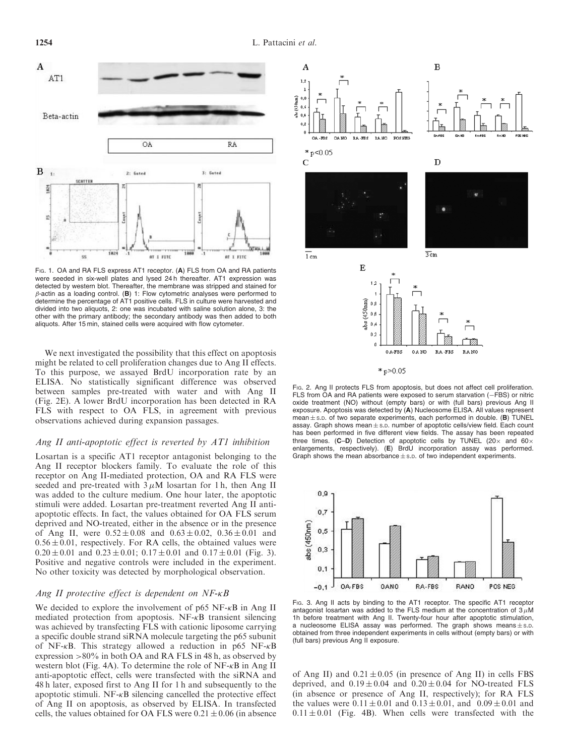A

AT1

Beta-actin

OA RA

B

Fig. 1. OA and RA FLS express AT1 receptor. (**A**) FLS from OA and RA patients were seeded in six-well plates and lysed 24 h thereafter. AT1 expression was detected by western blot. Thereafter, the membrane was stripped and stained for $\beta$-actin as a loading control. (**B**) 1: Flow cytometric analyses were performed to determine the percentage of AT1 positive cells. FLS in culture were harvested and divided into two aliquots, 2: one was incubated with saline solution alone, 3: the other with the primary antibody; the secondary antibody was then added to both aliquots. After 15 min, stained cells were acquired with flow cytometer.

We next investigated the possibility that this effect on apoptosis might be related to cell proliferation changes due to Ang II effects. To this purpose, we assayed BrdU incorporation rate by an ELISA. No statistically significant difference was observed between samples pre-treated with water and with Ang II (Fig. 2E). A lower BrdU incorporation has been detected in RA FLS with respect to OA FLS, in agreement with previous observations achieved during expansion passages.

### *Ang II anti-apoptotic effect is reverted by AT1 inhibition*

Losartan is a specific AT1 receptor antagonist belonging to the Ang II receptor blockers family. To evaluate the role of this receptor on Ang II-mediated protection, OA and RA FLS were seeded and pre-treated with 3 $\mu$M losartan for 1 h, then Ang II was added to the culture medium. One hour later, the apoptotic stimuli were added. Losartan pre-treatment reverted Ang II anti-apoptotic effects. In fact, the values obtained for OA FLS serum deprived and NO-treated, either in the absence or in the presence of Ang II, were $0.52 \pm 0.08$ and $0.63 \pm 0.02$, $0.36 \pm 0.01$ and $0.56 \pm 0.01$, respectively. For RA cells, the obtained values were $0.20 \pm 0.01$ and $0.23 \pm 0.01$; $0.17 \pm 0.01$ and $0.17 \pm 0.01$ (Fig. 3). Positive and negative controls were included in the experiment. No other toxicity was detected by morphological observation.

### *Ang II protective effect is dependent on NF-κB*

We decided to explore the involvement of p65 NF-κB in Ang II mediated protection from apoptosis. NF-κB transient silencing was achieved by transfecting FLS with cationic liposome carrying a specific double strand siRNA molecule targeting the p65 subunit of NF-κB. This strategy allowed a reduction in p65 NF-κB expression >80% in both OA and RA FLS in 48 h, as observed by western blot (Fig. 4A). To determine the role of NF-κB in Ang II anti-apoptotic effect, cells were transfected with the siRNA and 48 h later, exposed first to Ang II for 1 h and subsequently to the apoptotic stimuli. NF-κB silencing cancelled the protective effect of Ang II on apoptosis, as observed by ELISA. In transfected cells, the values obtained for OA FLS were $0.21 \pm 0.06$ (in absence of Ang II) and $0.21 \pm 0.05$ (in presence of Ang II) in cells FBS deprived, and $0.19 \pm 0.04$ and $0.20 \pm 0.04$ for NO-treated FLS (in absence or presence of Ang II, respectively); for RA FLS the values were $0.11 \pm 0.01$ and $0.13 \pm 0.01$, and $0.09 \pm 0.01$ and $0.11 \pm 0.01$ (Fig. 4B). When cells were transfected with the

A

B

* p<0.05

C

D

1 cm

3 cm

E

* p>0.05

Fig. 2. Ang II protects FLS from apoptosis, but does not affect cell proliferation. FLS from OA and RA patients were exposed to serum starvation (−FBS) or nitric oxide treatment (NO) without (empty bars) or with (full bars) previous Ang II exposure. Apoptosis was detected by (**A**) Nucleosome ELISA. All values represent mean ± S.D. of two separate experiments, each performed in double. (**B**) TUNEL assay. Graph shows mean ± S.D. number of apoptotic cells/view field. Each count has been performed in five different view fields. The assay has been repeated three times. (**C–D**) Detection of apoptotic cells by TUNEL (20× and 60× enlargements, respectively). (**E**) BrdU incorporation assay was performed. Graph shows the mean absorbance ± S.D. of two independent experiments.

abs (450nm)

OA-FBS OANO RA-FBS RANO POS NEG

Fig. 3. Ang II acts by binding to the AT1 receptor. The specific AT1 receptor antagonist losartan was added to the FLS medium at the concentration of 3 $\mu$M 1h before treatment with Ang II. Twenty-four hour after apoptotic stimulation, a nucleosome ELISA assay was performed. The graph shows means ± S.D. obtained from three independent experiments in cells without (empty bars) or with (full bars) previous Ang II exposure.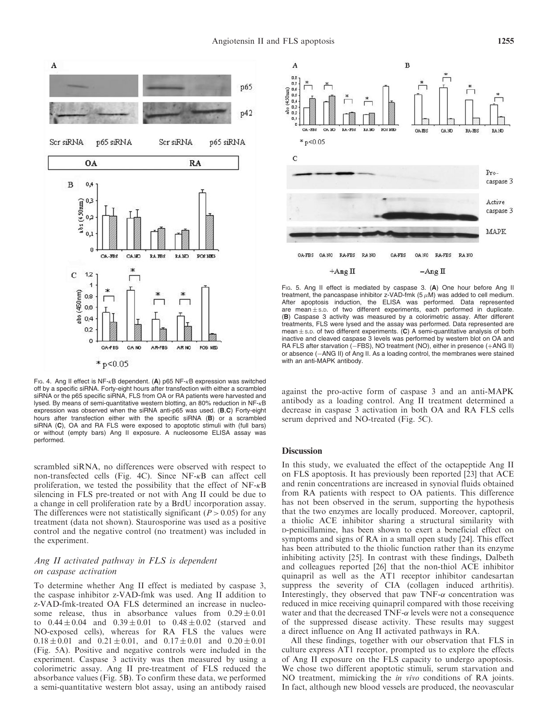A

p65

p42

Scr siRNA p65 siRNA Scr siRNA p65 siRNA

OA RA

B

0,4

0,3

0,2

0,1

0

abs (4.50nm)

OA-FBS OA NO RA FBS RA NO POS NEG

C

1.2

1

0.8

0.6

0.4

0.2

0

abs (450nm)

*

OA-FBS OA NO AR-FBS AR NO POS NEG

* p<0.05

FIG. 4. Ang II effect is NF-κB dependent. (**A**) p65 NF-κB expression was switched off by a specific siRNA. Forty-eight hours after transfection with either a scrambled siRNA or the p65 specific siRNA, FLS from OA or RA patients were harvested and lysed. By means of semi-quantitative western blotting, an 80% reduction in NF-κB expression was observed when the siRNA anti-p65 was used. (**B**,**C**) Forty-eight hours after transfection either with the specific siRNA (**B**) or a scrambled siRNA (**C**), OA and RA FLS were exposed to apoptotic stimuli with (full bars) or without (empty bars) Ang II exposure. A nucleosome ELISA assay was performed.

A B

abs (450nm)

OA-FBS OA NO RA-FBS RA NO POS NEG

OA-FBS OA NO RA-FBS RA NO

* p<0.05

C

Pro-caspase 3

Active caspase 3

MAPK

OA-FBS OA NO RA-FBS RA NO OA-FBS OA NO RA-FBS RA NO

+Ang II −Ang II

FIG. 5. Ang II effect is mediated by caspase 3. (**A**) One hour before Ang II treatment, the pancaspase inhibitor z-VAD-fmk (5 μM) was added to cell medium. After apoptosis induction, the ELISA was performed. Data represented are mean ± S.D. of two different experiments, each performed in duplicate. (**B**) Caspase 3 activity was measured by a colorimetric assay. After different treatments, FLS were lysed and the assay was performed. Data represented are mean ± S.D. of two different experiments. (**C**) A semi-quantitative analysis of both inactive and cleaved caspase 3 levels was performed by western blot on OA and RA FLS after starvation (−FBS), NO treatment (NO), either in presence (+ANG II) or absence (−ANG II) of Ang II. As a loading control, the membranes were stained with an anti-MAPK antibody.

scrambled siRNA, no differences were observed with respect to non-transfected cells (Fig. 4C). Since NF-κB can affect cell proliferation, we tested the possibility that the effect of NF-κB silencing in FLS pre-treated or not with Ang II could be due to a change in cell proliferation rate by a BrdU incorporation assay. The differences were not statistically significant ($P > 0.05$) for any treatment (data not shown). Staurosporine was used as a positive control and the negative control (no treatment) was included in the experiment.

### *Ang II activated pathway in FLS is dependent on caspase activation*

To determine whether Ang II effect is mediated by caspase 3, the caspase inhibitor z-VAD-fmk was used. Ang II addition to z-VAD-fmk-treated OA FLS determined an increase in nucleosome release, thus in absorbance values from $0.29 \pm 0.01$ to $0.44 \pm 0.04$ and $0.39 \pm 0.01$ to $0.48 \pm 0.02$ (starved and NO-exposed cells), whereas for RA FLS the values were $0.18 \pm 0.01$ and $0.21 \pm 0.01$, and $0.17 \pm 0.01$ and $0.20 \pm 0.01$ (Fig. 5A). Positive and negative controls were included in the experiment. Caspase 3 activity was then measured by using a colorimetric assay. Ang II pre-treatment of FLS reduced the absorbance values (Fig. 5B). To confirm these data, we performed a semi-quantitative western blot assay, using an antibody raised against the pro-active form of caspase 3 and an anti-MAPK antibody as a loading control. Ang II treatment determined a decrease in caspase 3 activation in both OA and RA FLS cells serum deprived and NO-treated (Fig. 5C).

## Discussion

In this study, we evaluated the effect of the octapeptide Ang II on FLS apoptosis. It has previously been reported [23] that ACE and renin concentrations are increased in synovial fluids obtained from RA patients with respect to OA patients. This difference has not been observed in the serum, supporting the hypothesis that the two enzymes are locally produced. Moreover, captopril, a thiolic ACE inhibitor sharing a structural similarity with D-penicillamine, has been shown to exert a beneficial effect on symptoms and signs of RA in a small open study [24]. This effect has been attributed to the thiolic function rather than its enzyme inhibiting activity [25]. In contrast with these findings, Dalbeth and colleagues reported [26] that the non-thiol ACE inhibitor quinapril as well as the AT1 receptor inhibitor candesartan suppress the severity of CIA (collagen induced arthritis). Interestingly, they observed that paw TNF-α concentration was reduced in mice receiving quinapril compared with those receiving water and that the decreased TNF-α levels were not a consequence of the suppressed disease activity. These results may suggest a direct influence on Ang II activated pathways in RA.

All these findings, together with our observation that FLS in culture express AT1 receptor, prompted us to explore the effects of Ang II exposure on the FLS capacity to undergo apoptosis. We chose two different apoptotic stimuli, serum starvation and NO treatment, mimicking the *in vivo* conditions of RA joints. In fact, although new blood vessels are produced, the neovascular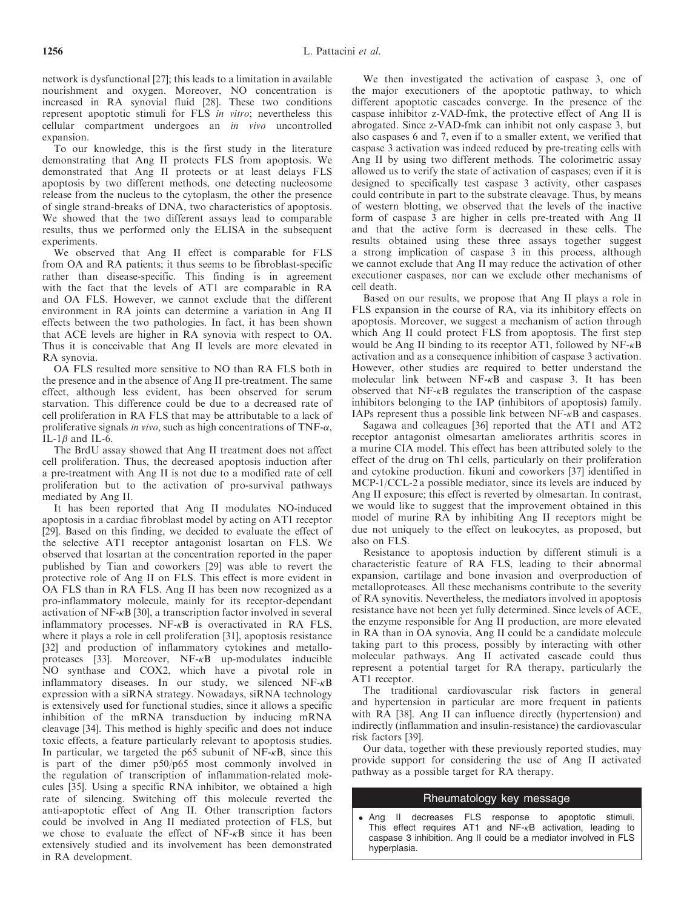network is dysfunctional [27]; this leads to a limitation in available nourishment and oxygen. Moreover, NO concentration is increased in RA synovial fluid [28]. These two conditions represent apoptotic stimuli for FLS *in vitro*; nevertheless this cellular compartment undergoes an *in vivo* uncontrolled expansion.

To our knowledge, this is the first study in the literature demonstrating that Ang II protects FLS from apoptosis. We demonstrated that Ang II protects or at least delays FLS apoptosis by two different methods, one detecting nucleosome release from the nucleus to the cytoplasm, the other the presence of single strand-breaks of DNA, two characteristics of apoptosis. We showed that the two different assays lead to comparable results, thus we performed only the ELISA in the subsequent experiments.

We observed that Ang II effect is comparable for FLS from OA and RA patients; it thus seems to be fibroblast-specific rather than disease-specific. This finding is in agreement with the fact that the levels of AT1 are comparable in RA and OA FLS. However, we cannot exclude that the different environment in RA joints can determine a variation in Ang II effects between the two pathologies. In fact, it has been shown that ACE levels are higher in RA synovia with respect to OA. Thus it is conceivable that Ang II levels are more elevated in RA synovia.

OA FLS resulted more sensitive to NO than RA FLS both in the presence and in the absence of Ang II pre-treatment. The same effect, although less evident, has been observed for serum starvation. This difference could be due to a decreased rate of cell proliferation in RA FLS that may be attributable to a lack of proliferative signals *in vivo*, such as high concentrations of TNF-$\alpha$, IL-1$\beta$ and IL-6.

The BrdU assay showed that Ang II treatment does not affect cell proliferation. Thus, the decreased apoptosis induction after a pre-treatment with Ang II is not due to a modified rate of cell proliferation but to the activation of pro-survival pathways mediated by Ang II.

It has been reported that Ang II modulates NO-induced apoptosis in a cardiac fibroblast model by acting on AT1 receptor [29]. Based on this finding, we decided to evaluate the effect of the selective AT1 receptor antagonist losartan on FLS. We observed that losartan at the concentration reported in the paper published by Tian and coworkers [29] was able to revert the protective role of Ang II on FLS. This effect is more evident in OA FLS than in RA FLS. Ang II has been now recognized as a pro-inflammatory molecule, mainly for its receptor-dependant activation of NF-$\kappa$B [30], a transcription factor involved in several inflammatory processes. NF-$\kappa$B is overactivated in RA FLS, where it plays a role in cell proliferation [31], apoptosis resistance [32] and production of inflammatory cytokines and metalloproteases [33]. Moreover, NF-$\kappa$B up-modulates inducible NO synthase and COX2, which have a pivotal role in inflammatory diseases. In our study, we silenced NF-$\kappa$B expression with a siRNA strategy. Nowadays, siRNA technology is extensively used for functional studies, since it allows a specific inhibition of the mRNA transduction by inducing mRNA cleavage [34]. This method is highly specific and does not induce toxic effects, a feature particularly relevant to apoptosis studies. In particular, we targeted the p65 subunit of NF-$\kappa$B, since this is part of the dimer p50/p65 most commonly involved in the regulation of transcription of inflammation-related molecules [35]. Using a specific RNA inhibitor, we obtained a high rate of silencing. Switching off this molecule reverted the anti-apoptotic effect of Ang II. Other transcription factors could be involved in Ang II mediated protection of FLS, but we chose to evaluate the effect of NF-$\kappa$B since it has been extensively studied and its involvement has been demonstrated in RA development.

We then investigated the activation of caspase 3, one of the major executioners of the apoptotic pathway, to which different apoptotic cascades converge. In the presence of the caspase inhibitor z-VAD-fmk, the protective effect of Ang II is abrogated. Since z-VAD-fmk can inhibit not only caspase 3, but also caspases 6 and 7, even if to a smaller extent, we verified that caspase 3 activation was indeed reduced by pre-treating cells with Ang II by using two different methods. The colorimetric assay allowed us to verify the state of activation of caspases; even if it is designed to specifically test caspase 3 activity, other caspases could contribute in part to the substrate cleavage. Thus, by means of western blotting, we observed that the levels of the inactive form of caspase 3 are higher in cells pre-treated with Ang II and that the active form is decreased in these cells. The results obtained using these three assays together suggest a strong implication of caspase 3 in this process, although we cannot exclude that Ang II may reduce the activation of other executioner caspases, nor can we exclude other mechanisms of cell death.

Based on our results, we propose that Ang II plays a role in FLS expansion in the course of RA, via its inhibitory effects on apoptosis. Moreover, we suggest a mechanism of action through which Ang II could protect FLS from apoptosis. The first step would be Ang II binding to its receptor AT1, followed by NF-$\kappa$B activation and as a consequence inhibition of caspase 3 activation. However, other studies are required to better understand the molecular link between NF-$\kappa$B and caspase 3. It has been observed that NF-$\kappa$B regulates the transcription of the caspase inhibitors belonging to the IAP (inhibitors of apoptosis) family. IAPs represent thus a possible link between NF-$\kappa$B and caspases.

Sagawa and colleagues [36] reported that the AT1 and AT2 receptor antagonist olmesartan ameliorates arthritis scores in a murine CIA model. This effect has been attributed solely to the effect of the drug on Th1 cells, particularly on their proliferation and cytokine production. Iikuni and coworkers [37] identified in MCP-1/CCL-2 a possible mediator, since its levels are induced by Ang II exposure; this effect is reverted by olmesartan. In contrast, we would like to suggest that the improvement obtained in this model of murine RA by inhibiting Ang II receptors might be due not uniquely to the effect on leukocytes, as proposed, but also on FLS.

Resistance to apoptosis induction by different stimuli is a characteristic feature of RA FLS, leading to their abnormal expansion, cartilage and bone invasion and overproduction of metalloproteases. All these mechanisms contribute to the severity of RA synovitis. Nevertheless, the mediators involved in apoptosis resistance have not been yet fully determined. Since levels of ACE, the enzyme responsible for Ang II production, are more elevated in RA than in OA synovia, Ang II could be a candidate molecule taking part to this process, possibly by interacting with other molecular pathways. Ang II activated cascade could thus represent a potential target for RA therapy, particularly the AT1 receptor.

The traditional cardiovascular risk factors in general and hypertension in particular are more frequent in patients with RA [38]. Ang II can influence directly (hypertension) and indirectly (inflammation and insulin-resistance) the cardiovascular risk factors [39].

Our data, together with these previously reported studies, may provide support for considering the use of Ang II activated pathway as a possible target for RA therapy.

## Rheumatology key message

- Ang II decreases FLS response to apoptotic stimuli. This effect requires AT1 and NF-$\kappa$B activation, leading to caspase 3 inhibition. Ang II could be a mediator involved in FLS hyperplasia.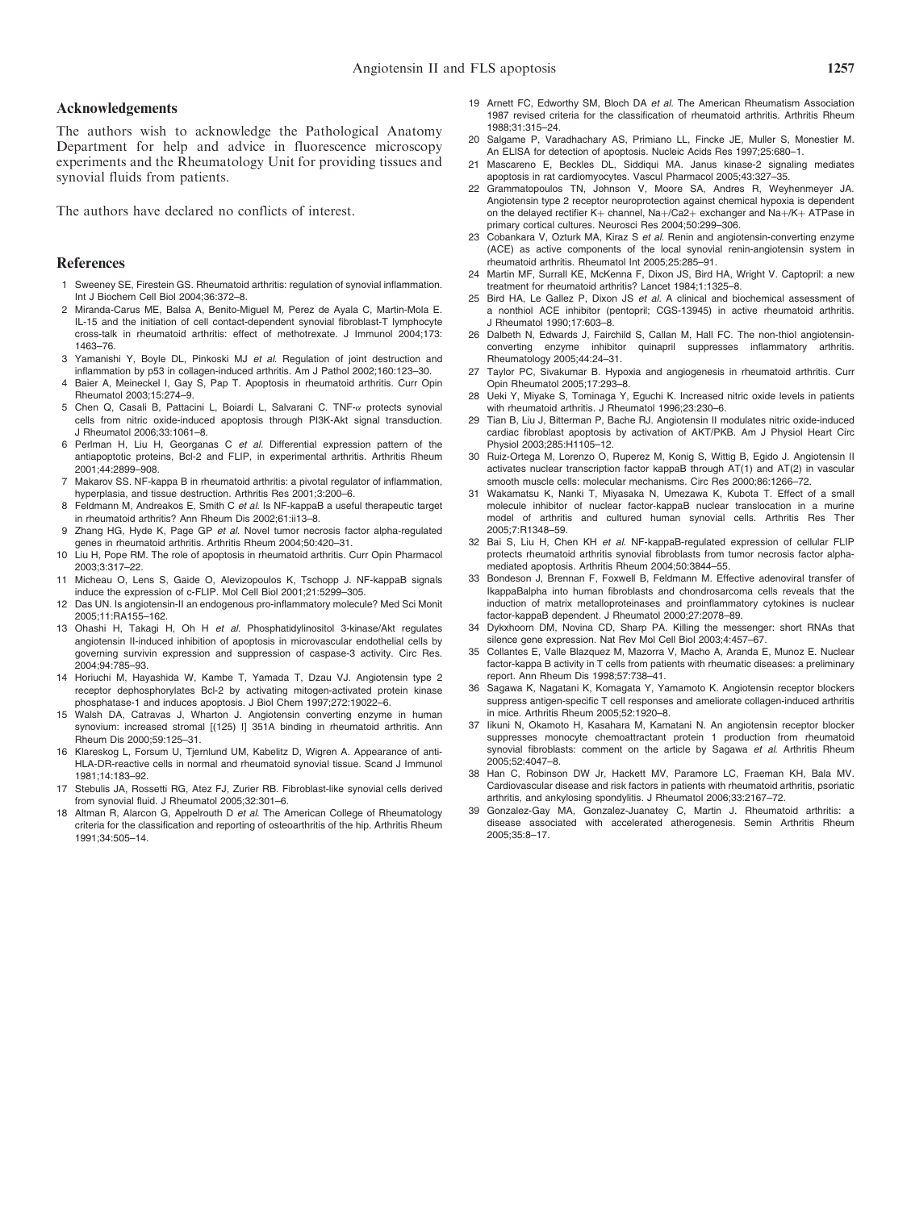## Acknowledgements

The authors wish to acknowledge the Pathological Anatomy Department for help and advice in fluorescence microscopy experiments and the Rheumatology Unit for providing tissues and synovial fluids from patients.

The authors have declared no conflicts of interest.

## References

1. Sweeney SE, Firestein GS. Rheumatoid arthritis: regulation of synovial inflammation. Int J Biochem Cell Biol 2004;36:372–8.
2. Miranda-Carus ME, Balsa A, Benito-Miguel M, Perez de Ayala C, Martin-Mola E. IL-15 and the initiation of cell contact-dependent synovial fibroblast-T lymphocyte cross-talk in rheumatoid arthritis: effect of methotrexate. J Immunol 2004;173: 1463–76.
3. Yamanishi Y, Boyle DL, Pinkoski MJ *et al.* Regulation of joint destruction and inflammation by p53 in collagen-induced arthritis. Am J Pathol 2002;160:123–30.
4. Baier A, Meineckel I, Gay S, Pap T. Apoptosis in rheumatoid arthritis. Curr Opin Rheumatol 2003;15:274–9.
5. Chen Q, Casali B, Pattacini L, Boiardi L, Salvarani C. TNF-$\alpha$ protects synovial cells from nitric oxide-induced apoptosis through PI3K-Akt signal transduction. J Rheumatol 2006;33:1061–8.
6. Perlman H, Liu H, Georganas C *et al.* Differential expression pattern of the antiapoptotic proteins, Bcl-2 and FLIP, in experimental arthritis. Arthritis Rheum 2001;44:2899–908.
7. Makarov SS. NF-kappa B in rheumatoid arthritis: a pivotal regulator of inflammation, hyperplasia, and tissue destruction. Arthritis Res 2001;3:200–6.
8. Feldmann M, Andreakos E, Smith C *et al.* Is NF-kappaB a useful therapeutic target in rheumatoid arthritis? Ann Rheum Dis 2002;61:ii13–8.
9. Zhang HG, Hyde K, Page GP *et al.* Novel tumor necrosis factor alpha-regulated genes in rheumatoid arthritis. Arthritis Rheum 2004;50:420–31.
10. Liu H, Pope RM. The role of apoptosis in rheumatoid arthritis. Curr Opin Pharmacol 2003;3:317–22.
11. Micheau O, Lens S, Gaide O, Alevizopoulos K, Tschopp J. NF-kappaB signals induce the expression of c-FLIP. Mol Cell Biol 2001;21:5299–305.
12. Das UN. Is angiotensin-II an endogenous pro-inflammatory molecule? Med Sci Monit 2005;11:RA155–162.
13. Ohashi H, Takagi H, Oh H *et al.* Phosphatidylinositol 3-kinase/Akt regulates angiotensin II-induced inhibition of apoptosis in microvascular endothelial cells by governing survivin expression and suppression of caspase-3 activity. Circ Res. 2004;94:785–93.
14. Horiuchi M, Hayashida W, Kambe T, Yamada T, Dzau VJ. Angiotensin type 2 receptor dephosphorylates Bcl-2 by activating mitogen-activated protein kinase phosphatase-1 and induces apoptosis. J Biol Chem 1997;272:19022–6.
15. Walsh DA, Catravas J, Wharton J. Angiotensin converting enzyme in human synovium: increased stromal [(125) I] 351A binding in rheumatoid arthritis. Ann Rheum Dis 2000;59:125–31.
16. Klareskog L, Forsum U, Tjernlund UM, Kabelitz D, Wigren A. Appearance of anti-HLA-DR-reactive cells in normal and rheumatoid synovial tissue. Scand J Immunol 1981;14:183–92.
17. Stebulis JA, Rossetti RG, Atez FJ, Zurier RB. Fibroblast-like synovial cells derived from synovial fluid. J Rheumatol 2005;32:301–6.
18. Altman R, Alarcon G, Appelrouth D *et al.* The American College of Rheumatology criteria for the classification and reporting of osteoarthritis of the hip. Arthritis Rheum 1991;34:505–14.
19. Arnett FC, Edworthy SM, Bloch DA *et al.* The American Rheumatism Association 1987 revised criteria for the classification of rheumatoid arthritis. Arthritis Rheum 1988;31:315–24.
20. Salgame P, Varadhachary AS, Primiano LL, Fincke JE, Muller S, Monestier M. An ELISA for detection of apoptosis. Nucleic Acids Res 1997;25:680–1.
21. Mascareno E, Beckles DL, Siddiqui MA. Janus kinase-2 signaling mediates apoptosis in rat cardiomyocytes. Vascul Pharmacol 2005;43:327–35.
22. Grammatopoulos TN, Johnson V, Moore SA, Andres R, Weyhenmeyer JA. Angiotensin type 2 receptor neuroprotection against chemical hypoxia is dependent on the delayed rectifier K+ channel, Na+/Ca2+ exchanger and Na+/K+ ATPase in primary cortical cultures. Neurosci Res 2004;50:299–306.
23. Cobankara V, Ozturk MA, Kiraz S *et al.* Renin and angiotensin-converting enzyme (ACE) as active components of the local synovial renin-angiotensin system in rheumatoid arthritis. Rheumatol Int 2005;25:285–91.
24. Martin MF, Surrall KE, McKenna F, Dixon JS, Bird HA, Wright V. Captopril: a new treatment for rheumatoid arthritis? Lancet 1984;1:1325–8.
25. Bird HA, Le Gallez P, Dixon JS *et al.* A clinical and biochemical assessment of a nonthiol ACE inhibitor (pentopril; CGS-13945) in active rheumatoid arthritis. J Rheumatol 1990;17:603–8.
26. Dalbeth N, Edwards J, Fairchild S, Callan M, Hall FC. The non-thiol angiotensin-converting enzyme inhibitor quinapril suppresses inflammatory arthritis. Rheumatology 2005;44:24–31.
27. Taylor PC, Sivakumar B. Hypoxia and angiogenesis in rheumatoid arthritis. Curr Opin Rheumatol 2005;17:293–8.
28. Ueki Y, Miyake S, Tominaga Y, Eguchi K. Increased nitric oxide levels in patients with rheumatoid arthritis. J Rheumatol 1996;23:230–6.
29. Tian B, Liu J, Bitterman P, Bache RJ. Angiotensin II modulates nitric oxide-induced cardiac fibroblast apoptosis by activation of AKT/PKB. Am J Physiol Heart Circ Physiol 2003;285:H1105–12.
30. Ruiz-Ortega M, Lorenzo O, Ruperez M, Konig S, Wittig B, Egido J. Angiotensin II activates nuclear transcription factor kappaB through AT(1) and AT(2) in vascular smooth muscle cells: molecular mechanisms. Circ Res 2000;86:1266–72.
31. Wakamatsu K, Nanki T, Miyasaka N, Umezawa K, Kubota T. Effect of a small molecule inhibitor of nuclear factor-kappaB nuclear translocation in a murine model of arthritis and cultured human synovial cells. Arthritis Res Ther 2005;7:R1348–59.
32. Bai S, Liu H, Chen KH *et al.* NF-kappaB-regulated expression of cellular FLIP protects rheumatoid arthritis synovial fibroblasts from tumor necrosis factor alpha-mediated apoptosis. Arthritis Rheum 2004;50:3844–55.
33. Bondeson J, Brennan F, Foxwell B, Feldmann M. Effective adenoviral transfer of IkappaBalpha into human fibroblasts and chondrosarcoma cells reveals that the induction of matrix metalloproteinases and proinflammatory cytokines is nuclear factor-kappaB dependent. J Rheumatol 2000;27:2078–89.
34. Dykxhoorn DM, Novina CD, Sharp PA. Killing the messenger: short RNAs that silence gene expression. Nat Rev Mol Cell Biol 2003;4:457–67.
35. Collantes E, Valle Blazquez M, Mazorra V, Macho A, Aranda E, Munoz E. Nuclear factor-kappa B activity in T cells from patients with rheumatic diseases: a preliminary report. Ann Rheum Dis 1998;57:738–41.
36. Sagawa K, Nagatani K, Komagata Y, Yamamoto K. Angiotensin receptor blockers suppress antigen-specific T cell responses and ameliorate collagen-induced arthritis in mice. Arthritis Rheum 2005;52:1920–8.
37. Iikuni N, Okamoto H, Kasahara M, Kamatani N. An angiotensin receptor blocker suppresses monocyte chemoattractant protein 1 production from rheumatoid synovial fibroblasts: comment on the article by Sagawa *et al.* Arthritis Rheum 2005;52:4047–8.
38. Han C, Robinson DW Jr, Hackett MV, Paramore LC, Fraeman KH, Bala MV. Cardiovascular disease and risk factors in patients with rheumatoid arthritis, psoriatic arthritis, and ankylosing spondylitis. J Rheumatol 2006;33:2167–72.
39. Gonzalez-Gay MA, Gonzalez-Juanatey C, Martin J. Rheumatoid arthritis: a disease associated with accelerated atherogenesis. Semin Arthritis Rheum 2005;35:8–17.